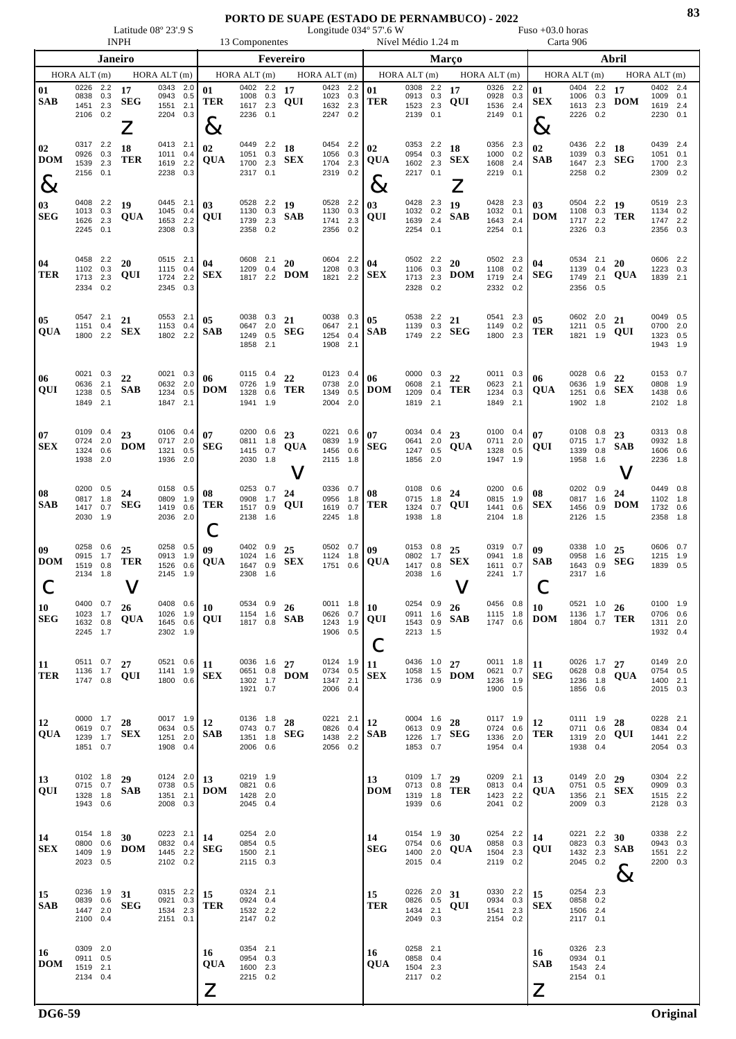# PORTO DE SUAPE (ESTADO DE PERNAMBUCO) - 2022

Latitude 08º 23'.9 S — Longitude 034º 57'.6 W — Fuso +03.0 horas

INPH — 13 Componentes — Nível Médio 1.24 m — Carta 906

## Janeiro

| Dia | HORA ALT (m) | HORA ALT (m) | HORA ALT (m) | HORA ALT (m) |
|---|---|---|---|---|
| 01 SAB | 0226 2.2 | 0838 0.3 | 1451 2.3 | 2106 0.2 |
| 02 DOM & | 0317 2.2 | 0926 0.3 | 1539 2.3 | 2156 0.1 |
| 03 SEG | 0408 2.2 | 1013 0.3 | 1626 2.3 | 2245 0.1 |
| 04 TER | 0458 2.2 | 1102 0.3 | 1713 2.3 | 2334 0.2 |
| 05 QUA | 0547 2.1 | 1151 0.4 | 1800 2.2 | |
| 06 QUI | 0021 0.3 | 0636 2.1 | 1238 0.5 | 1849 2.1 |
| 07 SEX | 0109 0.4 | 0724 2.0 | 1324 0.6 | 1938 2.0 |
| 08 SAB | 0200 0.5 | 0817 1.8 | 1417 0.7 | 2030 1.9 |
| 09 DOM C | 0258 0.6 | 0915 1.7 | 1519 0.8 | 2134 1.8 |
| 10 SEG | 0400 0.7 | 1023 1.7 | 1632 0.8 | 2245 1.7 |
| 11 TER | 0511 0.7 | 1136 1.7 | 1747 0.8 | |
| 12 QUA | 0000 1.7 | 0619 0.7 | 1239 1.7 | 1851 0.7 |
| 13 QUI | 0102 1.8 | 0715 0.7 | 1328 1.8 | 1943 0.6 |
| 14 SEX | 0154 1.8 | 0800 0.6 | 1409 1.9 | 2023 0.5 |
| 15 SAB | 0236 1.9 | 0839 0.6 | 1447 2.0 | 2100 0.4 |
| 16 DOM | 0309 2.0 | 0911 0.5 | 1519 2.1 | 2134 0.4 |
| 17 SEG Z | 0343 2.0 | 0943 0.5 | 1551 2.1 | 2204 0.3 |
| 18 TER | 0413 2.1 | 1011 0.4 | 1619 2.2 | 2238 0.3 |
| 19 QUA | 0445 2.1 | 1045 0.4 | 1653 2.2 | 2308 0.3 |
| 20 QUI | 0515 2.1 | 1115 0.4 | 1724 2.2 | 2345 0.3 |
| 21 SEX | 0553 2.1 | 1153 0.4 | 1802 2.2 | |
| 22 SAB | 0021 0.3 | 0632 2.0 | 1234 0.5 | 1847 2.1 |
| 23 DOM | 0106 0.4 | 0717 2.0 | 1321 0.5 | 1936 2.0 |
| 24 SEG | 0158 0.5 | 0809 1.9 | 1419 0.6 | 2036 2.0 |
| 25 TER V | 0258 0.5 | 0913 1.9 | 1526 0.6 | 2145 1.9 |
| 26 QUA | 0408 0.6 | 1026 1.9 | 1645 0.6 | 2302 1.9 |
| 27 QUI | 0521 0.6 | 1141 1.9 | 1800 0.6 | |
| 28 SEX | 0017 1.9 | 0634 0.5 | 1251 2.0 | 1908 0.4 |
| 29 SAB | 0124 2.0 | 0738 0.5 | 1351 2.1 | 2008 0.3 |
| 30 DOM | 0223 2.1 | 0832 0.4 | 1445 2.2 | 2102 0.2 |
| 31 SEG | 0315 2.2 | 0921 0.3 | 1534 2.3 | 2151 0.1 |

## Fevereiro

| Dia | HORA ALT (m) | HORA ALT (m) | HORA ALT (m) | HORA ALT (m) |
|---|---|---|---|---|
| 01 TER & | 0402 2.2 | 1008 0.3 | 1617 2.3 | 2236 0.1 |
| 02 QUA | 0449 2.2 | 1051 0.3 | 1700 2.3 | 2317 0.1 |
| 03 QUI | 0528 2.2 | 1130 0.3 | 1739 2.3 | 2358 0.2 |
| 04 SEX | 0608 2.1 | 1209 0.4 | 1817 2.2 | |
| 05 SAB | 0038 0.3 | 0647 2.0 | 1249 0.5 | 1858 2.1 |
| 06 DOM | 0115 0.4 | 0726 1.9 | 1328 0.6 | 1941 1.9 |
| 07 SEG | 0200 0.6 | 0811 1.8 | 1415 0.7 | 2030 1.8 |
| 08 TER C | 0253 0.7 | 0908 1.7 | 1517 0.9 | 2138 1.6 |
| 09 QUA | 0402 0.9 | 1024 1.6 | 1647 0.9 | 2308 1.6 |
| 10 QUI | 0534 0.9 | 1154 1.6 | 1817 0.8 | |
| 11 SEX | 0036 1.6 | 0651 0.8 | 1302 1.7 | 1921 0.7 |
| 12 SAB | 0136 1.8 | 0743 0.7 | 1351 1.8 | 2006 0.6 |
| 13 DOM | 0219 1.9 | 0821 0.6 | 1428 2.0 | 2045 0.4 |
| 14 SEG | 0254 2.0 | 0854 0.5 | 1500 2.1 | 2115 0.3 |
| 15 TER | 0324 2.1 | 0924 0.4 | 1532 2.2 | 2147 0.2 |
| 16 QUA Z | 0354 2.1 | 0954 0.3 | 1600 2.3 | 2215 0.2 |
| 17 QUI | 0423 2.2 | 1023 0.3 | 1632 2.3 | 2247 0.2 |
| 18 SEX | 0454 2.2 | 1056 0.3 | 1704 2.3 | 2319 0.2 |
| 19 SAB | 0528 2.2 | 1130 0.3 | 1741 2.3 | 2356 0.2 |
| 20 DOM | 0604 2.2 | 1208 0.3 | 1821 2.2 | |
| 21 SEG | 0038 0.3 | 0647 2.1 | 1254 0.4 | 1908 2.1 |
| 22 TER | 0123 0.4 | 0738 2.0 | 1349 0.5 | 2004 2.0 |
| 23 QUA V | 0221 0.6 | 0839 1.9 | 1456 0.6 | 2115 1.8 |
| 24 QUI | 0336 0.7 | 0956 1.8 | 1619 0.7 | 2245 1.8 |
| 25 SEX | 0502 0.7 | 1124 1.8 | 1751 0.6 | |
| 26 SAB | 0011 1.8 | 0626 0.7 | 1243 1.9 | 1906 0.5 |
| 27 DOM | 0124 1.9 | 0734 0.5 | 1347 2.1 | 2006 0.4 |
| 28 SEG | 0221 2.1 | 0826 0.4 | 1438 2.2 | 2056 0.2 |

## Março

| Dia | HORA ALT (m) | HORA ALT (m) | HORA ALT (m) | HORA ALT (m) |
|---|---|---|---|---|
| 01 TER | 0308 2.2 | 0913 0.3 | 1523 2.3 | 2139 0.1 |
| 02 QUA & | 0353 2.2 | 0954 0.3 | 1602 2.3 | 2217 0.1 |
| 03 QUI | 0428 2.3 | 1032 0.2 | 1639 2.4 | 2254 0.1 |
| 04 SEX | 0502 2.2 | 1106 0.3 | 1713 2.3 | 2328 0.2 |
| 05 SAB | 0538 2.2 | 1139 0.3 | 1749 2.2 | |
| 06 DOM | 0000 0.3 | 0608 2.1 | 1209 0.4 | 1819 2.1 |
| 07 SEG | 0034 0.4 | 0641 2.0 | 1247 0.5 | 1856 2.0 |
| 08 TER | 0108 0.6 | 0715 1.8 | 1324 0.7 | 1938 1.8 |
| 09 QUA | 0153 0.8 | 0802 1.7 | 1417 0.8 | 2038 1.6 |
| 10 QUI C | 0254 0.9 | 0911 1.6 | 1543 0.9 | 2213 1.5 |
| 11 SEX | 0436 1.0 | 1058 1.5 | 1736 0.9 | |
| 12 SAB | 0004 1.6 | 0613 0.9 | 1226 1.7 | 1853 0.7 |
| 13 DOM | 0109 1.7 | 0713 0.8 | 1319 1.8 | 1939 0.6 |
| 14 SEG | 0154 1.9 | 0754 0.6 | 1400 2.0 | 2015 0.4 |
| 15 TER | 0226 2.0 | 0826 0.5 | 1434 2.1 | 2049 0.3 |
| 16 QUA | 0258 2.1 | 0858 0.4 | 1504 2.3 | 2117 0.2 |
| 17 QUI | 0326 2.2 | 0928 0.3 | 1536 2.4 | 2149 0.1 |
| 18 SEX Z | 0356 2.3 | 1000 0.2 | 1608 2.4 | 2219 0.1 |
| 19 SAB | 0428 2.3 | 1032 0.1 | 1643 2.4 | 2254 0.1 |
| 20 DOM | 0502 2.3 | 1108 0.2 | 1719 2.4 | 2332 0.2 |
| 21 SEG | 0541 2.3 | 1149 0.2 | 1800 2.3 | |
| 22 TER | 0011 0.3 | 0623 2.1 | 1234 0.3 | 1849 2.1 |
| 23 QUA | 0100 0.4 | 0711 2.0 | 1328 0.5 | 1947 1.9 |
| 24 QUI | 0200 0.6 | 0815 1.9 | 1441 0.6 | 2104 1.8 |
| 25 SEX V | 0319 0.7 | 0941 1.8 | 1611 0.7 | 2241 1.7 |
| 26 SAB | 0456 0.8 | 1115 1.8 | 1747 0.6 | |
| 27 DOM | 0011 1.8 | 0621 0.7 | 1236 1.9 | 1900 0.5 |
| 28 SEG | 0117 1.9 | 0724 0.6 | 1336 2.0 | 1954 0.4 |
| 29 TER | 0209 2.1 | 0813 0.4 | 1423 2.2 | 2041 0.2 |
| 30 QUA | 0254 2.2 | 0858 0.3 | 1504 2.3 | 2119 0.2 |
| 31 QUI | 0330 2.2 | 0934 0.3 | 1541 2.3 | 2154 0.2 |

## Abril

| Dia | HORA ALT (m) | HORA ALT (m) | HORA ALT (m) | HORA ALT (m) |
|---|---|---|---|---|
| 01 SEX & | 0404 2.2 | 1006 0.3 | 1613 2.3 | 2226 0.2 |
| 02 SAB | 0436 2.2 | 1039 0.3 | 1647 2.3 | 2258 0.2 |
| 03 DOM | 0504 2.2 | 1108 0.3 | 1717 2.2 | 2326 0.3 |
| 04 SEG | 0534 2.1 | 1139 0.4 | 1749 2.1 | 2356 0.5 |
| 05 TER | 0602 2.0 | 1211 0.5 | 1821 1.9 | |
| 06 QUA | 0028 0.6 | 0636 1.9 | 1251 0.6 | 1902 1.8 |
| 07 QUI | 0108 0.8 | 0715 1.7 | 1339 0.8 | 1958 1.6 |
| 08 SEX | 0202 0.9 | 0817 1.6 | 1456 0.9 | 2126 1.5 |
| 09 SAB C | 0338 1.0 | 0958 1.6 | 1643 0.9 | 2317 1.6 |
| 10 DOM | 0521 1.0 | 1136 1.7 | 1804 0.7 | |
| 11 SEG | 0026 1.7 | 0628 0.8 | 1236 1.8 | 1856 0.6 |
| 12 TER | 0111 1.9 | 0711 0.6 | 1319 2.0 | 1938 0.4 |
| 13 QUA | 0149 2.0 | 0751 0.5 | 1356 2.1 | 2009 0.3 |
| 14 QUI | 0221 2.2 | 0823 0.3 | 1432 2.3 | 2045 0.2 |
| 15 SEX | 0254 2.3 | 0858 0.2 | 1506 2.4 | 2117 0.1 |
| 16 SAB Z | 0326 2.3 | 0934 0.1 | 1543 2.4 | 2154 0.1 |
| 17 DOM | 0402 2.4 | 1009 0.1 | 1619 2.4 | 2230 0.1 |
| 18 SEG | 0439 2.4 | 1051 0.1 | 1700 2.3 | 2309 0.2 |
| 19 TER | 0519 2.3 | 1134 0.2 | 1747 2.2 | 2356 0.3 |
| 20 QUA | 0606 2.2 | 1223 0.3 | 1839 2.1 | |
| 21 QUI | 0049 0.5 | 0700 2.0 | 1323 0.5 | 1943 1.9 |
| 22 SEX | 0153 0.7 | 0808 1.9 | 1438 0.6 | 2102 1.8 |
| 23 SAB V | 0313 0.8 | 0932 1.8 | 1606 0.6 | 2236 1.8 |
| 24 DOM | 0449 0.8 | 1102 1.8 | 1732 0.6 | 2358 1.8 |
| 25 SEG | 0606 0.7 | 1215 1.9 | 1839 0.5 | |
| 26 TER | 0100 1.9 | 0706 0.6 | 1311 2.0 | 1932 0.4 |
| 27 QUA | 0149 2.0 | 0754 0.5 | 1400 2.1 | 2015 0.3 |
| 28 QUI | 0228 2.1 | 0834 0.4 | 1441 2.2 | 2054 0.3 |
| 29 SEX | 0304 2.2 | 0909 0.3 | 1515 2.2 | 2128 0.3 |
| 30 SAB & | 0338 2.2 | 0943 0.3 | 1551 2.2 | 2200 0.3 |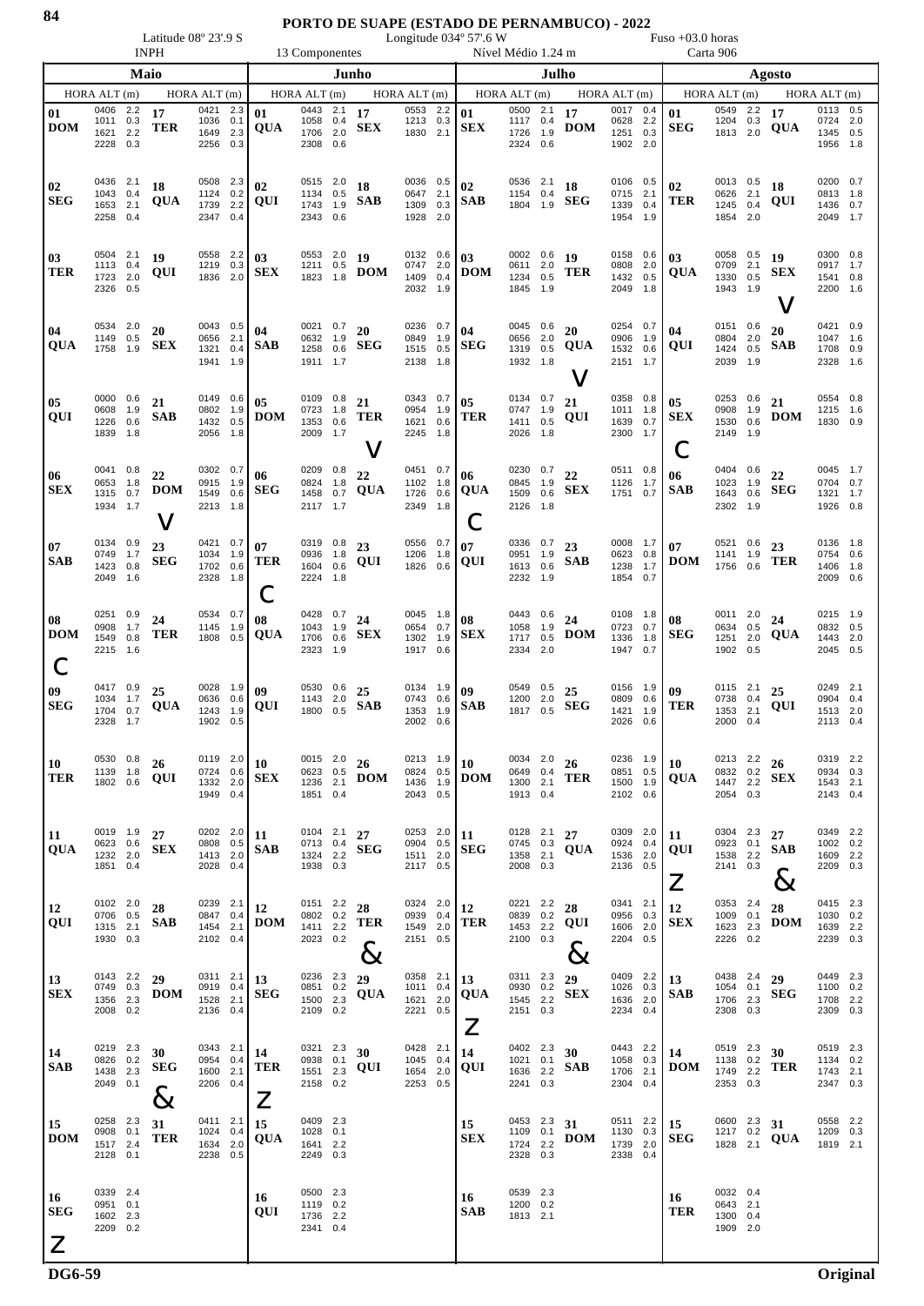# PORTO DE SUAPE (ESTADO DE PERNAMBUCO) - 2022

Latitude 08º 23'.9 S | Longitude 034º 57'.6 W | Fuso +03.0 horas

INPH | 13 Componentes | Nível Médio 1.24 m | Carta 906

## Maio

| Dia | HORA | ALT (m) | HORA | ALT (m) | HORA | ALT (m) | HORA | ALT (m) |
|---|---|---|---|---|---|---|---|---|
| 01 DOM | 0406 | 2.2 | 1011 | 0.3 | 1621 | 2.2 | 2228 | 0.3 |
| 02 SEG | 0436 | 2.1 | 1043 | 0.4 | 1653 | 2.1 | 2258 | 0.4 |
| 03 TER | 0504 | 2.1 | 1113 | 0.4 | 1723 | 2.0 | 2326 | 0.5 |
| 04 QUA | 0534 | 2.0 | 1149 | 0.5 | 1758 | 1.9 | | |
| 05 QUI | 0000 | 0.6 | 0608 | 1.9 | 1226 | 0.6 | 1839 | 1.8 |
| 06 SEX | 0041 | 0.8 | 0653 | 1.8 | 1315 | 0.7 | 1934 | 1.7 |
| 07 SAB | 0134 | 0.9 | 0749 | 1.7 | 1423 | 0.8 | 2049 | 1.6 |
| 08 DOM C | 0251 | 0.9 | 0908 | 1.7 | 1549 | 0.8 | 2215 | 1.6 |
| 09 SEG | 0417 | 0.9 | 1034 | 1.7 | 1704 | 0.7 | 2328 | 1.7 |
| 10 TER | 0530 | 0.8 | 1139 | 1.8 | 1802 | 0.6 | | |
| 11 QUA | 0019 | 1.9 | 0623 | 0.6 | 1232 | 2.0 | 1851 | 0.4 |
| 12 QUI | 0102 | 2.0 | 0706 | 0.5 | 1315 | 2.1 | 1930 | 0.3 |
| 13 SEX | 0143 | 2.2 | 0749 | 0.3 | 1356 | 2.3 | 2008 | 0.2 |
| 14 SAB | 0219 | 2.3 | 0826 | 0.2 | 1438 | 2.3 | 2049 | 0.1 |
| 15 DOM | 0258 | 2.3 | 0908 | 0.1 | 1517 | 2.4 | 2128 | 0.1 |
| 16 SEG Z | 0339 | 2.4 | 0951 | 0.1 | 1602 | 2.3 | 2209 | 0.2 |
| 17 TER | 0421 | 2.3 | 1036 | 0.1 | 1649 | 2.3 | 2256 | 0.3 |
| 18 QUA | 0508 | 2.3 | 1124 | 0.2 | 1739 | 2.2 | 2347 | 0.4 |
| 19 QUI | 0558 | 2.2 | 1219 | 0.3 | 1836 | 2.0 | | |
| 20 SEX | 0043 | 0.5 | 0656 | 2.1 | 1321 | 0.4 | 1941 | 1.9 |
| 21 SAB | 0149 | 0.6 | 0802 | 1.9 | 1432 | 0.5 | 2056 | 1.8 |
| 22 DOM V | 0302 | 0.7 | 0915 | 1.9 | 1549 | 0.6 | 2213 | 1.8 |
| 23 SEG | 0421 | 0.7 | 1034 | 1.9 | 1702 | 0.6 | 2328 | 1.8 |
| 24 TER | 0534 | 0.7 | 1145 | 1.9 | 1808 | 0.5 | | |
| 25 QUA | 0028 | 1.9 | 0636 | 0.6 | 1243 | 1.9 | 1902 | 0.5 |
| 26 QUI | 0119 | 2.0 | 0724 | 0.6 | 1332 | 2.0 | 1949 | 0.4 |
| 27 SEX | 0202 | 2.0 | 0808 | 0.5 | 1413 | 2.0 | 2028 | 0.4 |
| 28 SAB | 0239 | 2.1 | 0847 | 0.4 | 1454 | 2.1 | 2102 | 0.4 |
| 29 DOM | 0311 | 2.1 | 0919 | 0.4 | 1528 | 2.1 | 2136 | 0.4 |
| 30 SEG & | 0343 | 2.1 | 0954 | 0.4 | 1600 | 2.1 | 2206 | 0.4 |
| 31 TER | 0411 | 2.1 | 1024 | 0.4 | 1634 | 2.0 | 2238 | 0.5 |

## Junho

| Dia | HORA | ALT (m) | HORA | ALT (m) | HORA | ALT (m) | HORA | ALT (m) |
|---|---|---|---|---|---|---|---|---|
| 01 QUA | 0443 | 2.1 | 1058 | 0.4 | 1706 | 2.0 | 2308 | 0.6 |
| 02 QUI | 0515 | 2.0 | 1134 | 0.5 | 1743 | 1.9 | 2343 | 0.6 |
| 03 SEX | 0553 | 2.0 | 1211 | 0.5 | 1823 | 1.8 | | |
| 04 SAB | 0021 | 0.7 | 0632 | 1.9 | 1258 | 0.6 | 1911 | 1.7 |
| 05 DOM | 0109 | 0.8 | 0723 | 1.8 | 1353 | 0.6 | 2009 | 1.7 |
| 06 SEG | 0209 | 0.8 | 0824 | 1.8 | 1458 | 0.7 | 2117 | 1.7 |
| 07 TER C | 0319 | 0.8 | 0936 | 1.8 | 1604 | 0.6 | 2224 | 1.8 |
| 08 QUA | 0428 | 0.7 | 1043 | 1.9 | 1706 | 0.6 | 2323 | 1.9 |
| 09 QUI | 0530 | 0.6 | 1143 | 2.0 | 1800 | 0.5 | | |
| 10 SEX | 0015 | 2.0 | 0623 | 0.5 | 1236 | 2.1 | 1851 | 0.4 |
| 11 SAB | 0104 | 2.1 | 0713 | 0.4 | 1324 | 2.2 | 1938 | 0.3 |
| 12 DOM | 0151 | 2.2 | 0802 | 0.2 | 1411 | 2.2 | 2023 | 0.2 |
| 13 SEG | 0236 | 2.3 | 0851 | 0.2 | 1500 | 2.3 | 2109 | 0.2 |
| 14 TER Z | 0321 | 2.3 | 0938 | 0.1 | 1551 | 2.3 | 2158 | 0.2 |
| 15 QUA | 0409 | 2.3 | 1028 | 0.1 | 1641 | 2.2 | 2249 | 0.3 |
| 16 QUI | 0500 | 2.3 | 1119 | 0.2 | 1736 | 2.2 | 2341 | 0.4 |
| 17 SEX | 0553 | 2.2 | 1213 | 0.3 | 1830 | 2.1 | | |
| 18 SAB | 0036 | 0.5 | 0647 | 2.1 | 1309 | 0.3 | 1928 | 2.0 |
| 19 DOM | 0132 | 0.6 | 0747 | 2.0 | 1409 | 0.4 | 2032 | 1.9 |
| 20 SEG | 0236 | 0.7 | 0849 | 1.9 | 1515 | 0.5 | 2138 | 1.8 |
| 21 TER V | 0343 | 0.7 | 0954 | 1.9 | 1621 | 0.6 | 2245 | 1.8 |
| 22 QUA | 0451 | 0.7 | 1102 | 1.8 | 1726 | 0.6 | 2349 | 1.8 |
| 23 QUI | 0556 | 0.7 | 1206 | 1.8 | 1826 | 0.6 | | |
| 24 SEX | 0045 | 1.8 | 0654 | 0.7 | 1302 | 1.9 | 1917 | 0.6 |
| 25 SAB | 0134 | 1.9 | 0743 | 0.6 | 1353 | 1.9 | 2002 | 0.6 |
| 26 DOM | 0213 | 1.9 | 0824 | 0.5 | 1436 | 1.9 | 2043 | 0.5 |
| 27 SEG | 0253 | 2.0 | 0904 | 0.5 | 1511 | 2.0 | 2117 | 0.5 |
| 28 TER & | 0324 | 2.0 | 0939 | 0.4 | 1549 | 2.0 | 2151 | 0.5 |
| 29 QUA | 0358 | 2.1 | 1011 | 0.4 | 1621 | 2.0 | 2221 | 0.5 |
| 30 QUI | 0428 | 2.1 | 1045 | 0.4 | 1654 | 2.0 | 2253 | 0.5 |

## Julho

| Dia | HORA | ALT (m) | HORA | ALT (m) | HORA | ALT (m) | HORA | ALT (m) |
|---|---|---|---|---|---|---|---|---|
| 01 SEX | 0500 | 2.1 | 1117 | 0.4 | 1726 | 1.9 | 2324 | 0.6 |
| 02 SAB | 0536 | 2.1 | 1154 | 0.4 | 1804 | 1.9 | | |
| 03 DOM | 0002 | 0.6 | 0611 | 2.0 | 1234 | 0.5 | 1845 | 1.9 |
| 04 SEG | 0045 | 0.6 | 0656 | 2.0 | 1319 | 0.5 | 1932 | 1.8 |
| 05 TER | 0134 | 0.7 | 0747 | 1.9 | 1411 | 0.5 | 2026 | 1.8 |
| 06 QUA C | 0230 | 0.7 | 0845 | 1.9 | 1509 | 0.6 | 2126 | 1.8 |
| 07 QUI | 0336 | 0.7 | 0951 | 1.9 | 1613 | 0.6 | 2232 | 1.9 |
| 08 SEX | 0443 | 0.6 | 1058 | 1.9 | 1717 | 0.5 | 2334 | 2.0 |
| 09 SAB | 0549 | 0.5 | 1200 | 2.0 | 1817 | 0.5 | | |
| 10 DOM | 0034 | 2.0 | 0649 | 0.4 | 1300 | 2.1 | 1913 | 0.4 |
| 11 SEG | 0128 | 2.1 | 0745 | 0.3 | 1358 | 2.1 | 2008 | 0.3 |
| 12 TER | 0221 | 2.2 | 0839 | 0.2 | 1453 | 2.2 | 2100 | 0.3 |
| 13 QUA Z | 0311 | 2.3 | 0930 | 0.2 | 1545 | 2.2 | 2151 | 0.3 |
| 14 QUI | 0402 | 2.3 | 1021 | 0.1 | 1636 | 2.2 | 2241 | 0.3 |
| 15 SEX | 0453 | 2.3 | 1109 | 0.1 | 1724 | 2.2 | 2328 | 0.3 |
| 16 SAB | 0539 | 2.3 | 1200 | 0.2 | 1813 | 2.1 | | |
| 17 DOM | 0017 | 0.4 | 0628 | 2.2 | 1251 | 0.3 | 1902 | 2.0 |
| 18 SEG | 0106 | 0.5 | 0715 | 2.1 | 1339 | 0.4 | 1954 | 1.9 |
| 19 TER | 0158 | 0.6 | 0808 | 2.0 | 1432 | 0.5 | 2049 | 1.8 |
| 20 QUA V | 0254 | 0.7 | 0906 | 1.9 | 1532 | 0.6 | 2151 | 1.7 |
| 21 QUI | 0358 | 0.8 | 1011 | 1.8 | 1639 | 0.7 | 2300 | 1.7 |
| 22 SEX | 0511 | 0.8 | 1126 | 1.7 | 1751 | 0.7 | | |
| 23 SAB | 0008 | 1.7 | 0623 | 0.8 | 1238 | 1.7 | 1854 | 0.7 |
| 24 DOM | 0108 | 1.8 | 0723 | 0.7 | 1336 | 1.8 | 1947 | 0.7 |
| 25 SEG | 0156 | 1.9 | 0809 | 0.6 | 1421 | 1.9 | 2026 | 0.6 |
| 26 TER | 0236 | 1.9 | 0851 | 0.5 | 1500 | 1.9 | 2102 | 0.6 |
| 27 QUA | 0309 | 2.0 | 0924 | 0.4 | 1536 | 2.0 | 2136 | 0.5 |
| 28 QUI & | 0341 | 2.1 | 0956 | 0.3 | 1606 | 2.0 | 2204 | 0.5 |
| 29 SEX | 0409 | 2.2 | 1026 | 0.3 | 1636 | 2.0 | 2234 | 0.4 |
| 30 SAB | 0443 | 2.2 | 1058 | 0.3 | 1706 | 2.1 | 2304 | 0.4 |
| 31 DOM | 0511 | 2.2 | 1130 | 0.3 | 1739 | 2.0 | 2338 | 0.4 |

## Agosto

| Dia | HORA | ALT (m) | HORA | ALT (m) | HORA | ALT (m) | HORA | ALT (m) |
|---|---|---|---|---|---|---|---|---|
| 01 SEG | 0549 | 2.2 | 1204 | 0.3 | 1813 | 2.0 | | |
| 02 TER | 0013 | 0.5 | 0626 | 2.1 | 1245 | 0.4 | 1854 | 2.0 |
| 03 QUA | 0058 | 0.5 | 0709 | 2.1 | 1330 | 0.5 | 1943 | 1.9 |
| 04 QUI | 0151 | 0.6 | 0804 | 2.0 | 1424 | 0.5 | 2039 | 1.9 |
| 05 SEX C | 0253 | 0.6 | 0908 | 1.9 | 1530 | 0.6 | 2149 | 1.9 |
| 06 SAB | 0404 | 0.6 | 1023 | 1.9 | 1643 | 0.6 | 2302 | 1.9 |
| 07 DOM | 0521 | 0.6 | 1141 | 1.9 | 1756 | 0.6 | | |
| 08 SEG | 0011 | 2.0 | 0634 | 0.5 | 1251 | 2.0 | 1902 | 0.5 |
| 09 TER | 0115 | 2.1 | 0738 | 0.4 | 1353 | 2.1 | 2000 | 0.4 |
| 10 QUA | 0213 | 2.2 | 0832 | 0.2 | 1447 | 2.2 | 2054 | 0.3 |
| 11 QUI Z | 0304 | 2.3 | 0923 | 0.1 | 1538 | 2.2 | 2141 | 0.3 |
| 12 SEX | 0353 | 2.4 | 1009 | 0.1 | 1623 | 2.3 | 2226 | 0.2 |
| 13 SAB | 0438 | 2.4 | 1054 | 0.1 | 1706 | 2.3 | 2308 | 0.3 |
| 14 DOM | 0519 | 2.3 | 1138 | 0.2 | 1749 | 2.2 | 2353 | 0.3 |
| 15 SEG | 0600 | 2.3 | 1217 | 0.2 | 1828 | 2.1 | | |
| 16 TER | 0032 | 0.4 | 0643 | 2.1 | 1300 | 0.4 | 1909 | 2.0 |
| 17 QUA | 0113 | 0.5 | 0724 | 2.0 | 1345 | 0.5 | 1956 | 1.8 |
| 18 QUI | 0200 | 0.7 | 0813 | 1.8 | 1436 | 0.7 | 2049 | 1.7 |
| 19 SEX V | 0300 | 0.8 | 0917 | 1.7 | 1541 | 0.8 | 2200 | 1.6 |
| 20 SAB | 0421 | 0.9 | 1047 | 1.6 | 1708 | 0.9 | 2328 | 1.6 |
| 21 DOM | 0554 | 0.8 | 1215 | 1.6 | 1830 | 0.9 | | |
| 22 SEG | 0045 | 1.7 | 0704 | 0.7 | 1321 | 1.7 | 1926 | 0.8 |
| 23 TER | 0136 | 1.8 | 0754 | 0.6 | 1406 | 1.8 | 2009 | 0.6 |
| 24 QUA | 0215 | 1.9 | 0832 | 0.5 | 1443 | 2.0 | 2045 | 0.5 |
| 25 QUI | 0249 | 2.1 | 0904 | 0.4 | 1513 | 2.0 | 2113 | 0.4 |
| 26 SEX | 0319 | 2.2 | 0934 | 0.3 | 1543 | 2.1 | 2143 | 0.4 |
| 27 SAB & | 0349 | 2.2 | 1002 | 0.2 | 1609 | 2.2 | 2209 | 0.3 |
| 28 DOM | 0415 | 2.3 | 1030 | 0.2 | 1639 | 2.2 | 2239 | 0.3 |
| 29 SEG | 0449 | 2.3 | 1100 | 0.2 | 1708 | 2.2 | 2309 | 0.3 |
| 30 TER | 0519 | 2.3 | 1134 | 0.2 | 1743 | 2.1 | 2347 | 0.3 |
| 31 QUA | 0558 | 2.2 | 1209 | 0.3 | 1819 | 2.1 | | |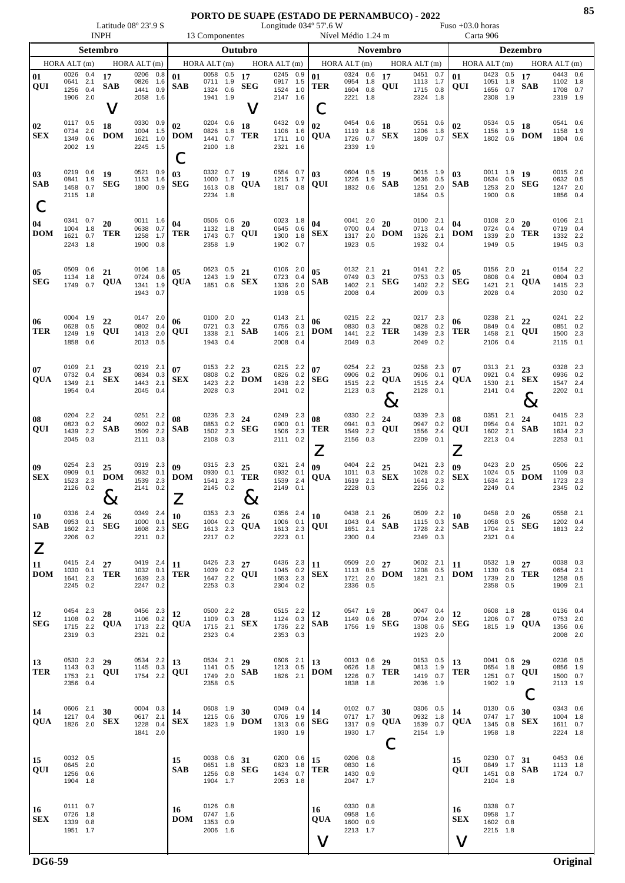# PORTO DE SUAPE (ESTADO DE PERNAMBUCO) - 2022

Latitude 08º 23'.9 S — Longitude 034º 57'.6 W — Fuso +03.0 horas

INPH — 13 Componentes — Nível Médio 1.24 m — Carta 906

## Setembro

| Dia | HORA ALT (m) | Dia | HORA ALT (m) |
|---|---|---|---|
| 01 QUI | 0026 0.4<br>0641 2.1<br>1256 0.4<br>1906 2.0 | 17 SAB V | 0206 0.8<br>0826 1.6<br>1441 0.9<br>2058 1.6 |
| 02 SEX | 0117 0.5<br>0734 2.0<br>1349 0.6<br>2002 1.9 | 18 DOM | 0330 0.9<br>1004 1.5<br>1621 1.0<br>2245 1.5 |
| 03 SAB C | 0219 0.6<br>0841 1.9<br>1458 0.7<br>2115 1.8 | 19 SEG | 0521 0.9<br>1153 1.6<br>1800 0.9 |
| 04 DOM | 0341 0.7<br>1004 1.8<br>1621 0.7<br>2243 1.8 | 20 TER | 0011 1.6<br>0638 0.7<br>1258 1.7<br>1900 0.8 |
| 05 SEG | 0509 0.6<br>1134 1.8<br>1749 0.7 | 21 QUA | 0106 1.8<br>0724 0.6<br>1341 1.9<br>1943 0.7 |
| 06 TER | 0004 1.9<br>0628 0.5<br>1249 1.9<br>1858 0.6 | 22 QUI | 0147 2.0<br>0802 0.4<br>1413 2.0<br>2013 0.5 |
| 07 QUA | 0109 2.1<br>0732 0.4<br>1349 2.1<br>1954 0.4 | 23 SEX | 0219 2.1<br>0834 0.3<br>1443 2.1<br>2045 0.4 |
| 08 QUI | 0204 2.2<br>0823 0.2<br>1439 2.2<br>2045 0.3 | 24 SAB | 0251 2.2<br>0902 0.2<br>1509 2.2<br>2111 0.3 |
| 09 SEX | 0254 2.3<br>0909 0.1<br>1523 2.3<br>2126 0.2 | 25 DOM & | 0319 2.3<br>0932 0.1<br>1539 2.3<br>2141 0.2 |
| 10 SAB Z | 0336 2.4<br>0953 0.1<br>1602 2.3<br>2206 0.2 | 26 SEG | 0349 2.4<br>1000 0.1<br>1608 2.3<br>2211 0.2 |
| 11 DOM | 0415 2.4<br>1030 0.1<br>1641 2.3<br>2245 0.2 | 27 TER | 0419 2.4<br>1032 0.1<br>1639 2.3<br>2247 0.2 |
| 12 SEG | 0454 2.3<br>1108 0.2<br>1715 2.2<br>2319 0.3 | 28 QUA | 0456 2.3<br>1106 0.2<br>1713 2.2<br>2321 0.2 |
| 13 TER | 0530 2.3<br>1143 0.3<br>1753 2.1<br>2356 0.4 | 29 QUI | 0534 2.2<br>1145 0.3<br>1754 2.2 |
| 14 QUA | 0606 2.1<br>1217 0.4<br>1826 2.0 | 30 SEX | 0004 0.3<br>0617 2.1<br>1228 0.4<br>1841 2.0 |
| 15 QUI | 0032 0.5<br>0645 2.0<br>1256 0.6<br>1904 1.8 | | |
| 16 SEX | 0111 0.7<br>0726 1.8<br>1339 0.8<br>1951 1.7 | | |

## Outubro

| Dia | HORA ALT (m) | Dia | HORA ALT (m) |
|---|---|---|---|
| 01 SAB | 0058 0.5<br>0711 1.9<br>1324 0.6<br>1941 1.9 | 17 SEG V | 0245 0.9<br>0917 1.5<br>1524 1.0<br>2147 1.6 |
| 02 DOM C | 0204 0.6<br>0826 1.8<br>1441 0.7<br>2100 1.8 | 18 TER | 0432 0.9<br>1106 1.6<br>1711 1.0<br>2321 1.6 |
| 03 SEG | 0332 0.7<br>1000 1.7<br>1613 0.8<br>2234 1.8 | 19 QUA | 0554 0.7<br>1215 1.7<br>1817 0.8 |
| 04 TER | 0506 0.6<br>1132 1.8<br>1743 0.7<br>2358 1.9 | 20 QUI | 0023 1.8<br>0645 0.6<br>1300 1.8<br>1902 0.7 |
| 05 QUA | 0623 0.5<br>1243 1.9<br>1851 0.6 | 21 SEX | 0106 2.0<br>0723 0.4<br>1336 2.0<br>1938 0.5 |
| 06 QUI | 0100 2.0<br>0721 0.3<br>1338 2.1<br>1943 0.4 | 22 SAB | 0143 2.1<br>0756 0.3<br>1406 2.1<br>2008 0.4 |
| 07 SEX | 0153 2.2<br>0808 0.2<br>1423 2.2<br>2028 0.3 | 23 DOM | 0215 2.2<br>0826 0.2<br>1438 2.2<br>2041 0.2 |
| 08 SAB | 0236 2.3<br>0853 0.2<br>1502 2.3<br>2108 0.3 | 24 SEG | 0249 2.3<br>0900 0.1<br>1506 2.3<br>2111 0.2 |
| 09 DOM Z | 0315 2.3<br>0930 0.1<br>1541 2.3<br>2145 0.2 | 25 TER & | 0321 2.4<br>0932 0.1<br>1539 2.4<br>2149 0.1 |
| 10 SEG | 0353 2.3<br>1004 0.2<br>1613 2.3<br>2217 0.2 | 26 QUA | 0356 2.4<br>1006 0.1<br>1613 2.3<br>2223 0.1 |
| 11 TER | 0426 2.3<br>1039 0.2<br>1647 2.2<br>2253 0.3 | 27 QUI | 0436 2.3<br>1045 0.2<br>1653 2.3<br>2304 0.2 |
| 12 QUA | 0500 2.2<br>1109 0.3<br>1715 2.1<br>2323 0.4 | 28 SEX | 0515 2.2<br>1124 0.3<br>1736 2.2<br>2353 0.3 |
| 13 QUI | 0534 2.1<br>1141 0.5<br>1749 2.0<br>2358 0.5 | 29 SAB | 0606 2.1<br>1213 0.5<br>1826 2.1 |
| 14 SEX | 0608 1.9<br>1215 0.6<br>1823 1.9 | 30 DOM | 0049 0.4<br>0706 1.9<br>1313 0.6<br>1930 1.9 |
| 15 SAB | 0038 0.6<br>0651 1.8<br>1256 0.8<br>1904 1.7 | 31 SEG | 0200 0.6<br>0823 1.8<br>1434 0.7<br>2053 1.8 |
| 16 DOM | 0126 0.8<br>0747 1.6<br>1353 0.9<br>2006 1.6 | | |

## Novembro

| Dia | HORA ALT (m) | Dia | HORA ALT (m) |
|---|---|---|---|
| 01 TER C | 0324 0.6<br>0954 1.8<br>1604 0.8<br>2221 1.8 | 17 QUI | 0451 0.7<br>1113 1.7<br>1715 0.8<br>2324 1.8 |
| 02 QUA | 0454 0.6<br>1119 1.8<br>1726 0.7<br>2339 1.9 | 18 SEX | 0551 0.6<br>1206 1.8<br>1809 0.7 |
| 03 QUI | 0604 0.5<br>1226 1.9<br>1832 0.6 | 19 SAB | 0015 1.9<br>0636 0.5<br>1251 2.0<br>1854 0.5 |
| 04 SEX | 0041 2.0<br>0700 0.4<br>1317 2.0<br>1923 0.5 | 20 DOM | 0100 2.1<br>0713 0.4<br>1326 2.1<br>1932 0.4 |
| 05 SAB | 0132 2.1<br>0749 0.3<br>1402 2.1<br>2008 0.4 | 21 SEG | 0141 2.2<br>0753 0.3<br>1402 2.2<br>2009 0.3 |
| 06 DOM | 0215 2.2<br>0830 0.3<br>1441 2.2<br>2049 0.3 | 22 TER | 0217 2.3<br>0828 0.2<br>1439 2.3<br>2049 0.2 |
| 07 SEG | 0254 2.2<br>0906 0.2<br>1515 2.2<br>2123 0.3 | 23 QUA & | 0258 2.3<br>0906 0.1<br>1515 2.4<br>2128 0.1 |
| 08 TER Z | 0330 2.2<br>0941 0.3<br>1549 2.2<br>2156 0.3 | 24 QUI | 0339 2.3<br>0947 0.2<br>1556 2.4<br>2209 0.1 |
| 09 QUA | 0404 2.2<br>1011 0.3<br>1619 2.1<br>2228 0.3 | 25 SEX | 0421 2.3<br>1028 0.2<br>1641 2.3<br>2256 0.2 |
| 10 QUI | 0438 2.1<br>1043 0.4<br>1651 2.1<br>2300 0.4 | 26 SAB | 0509 2.2<br>1115 0.3<br>1728 2.2<br>2349 0.3 |
| 11 SEX | 0509 2.0<br>1113 0.5<br>1721 2.0<br>2336 0.5 | 27 DOM | 0602 2.1<br>1208 0.5<br>1821 2.1 |
| 12 SAB | 0547 1.9<br>1149 0.6<br>1756 1.9 | 28 SEG | 0047 0.4<br>0704 2.0<br>1308 0.6<br>1923 2.0 |
| 13 DOM | 0013 0.6<br>0626 1.8<br>1226 0.7<br>1838 1.8 | 29 TER | 0153 0.5<br>0813 1.9<br>1419 0.7<br>2036 1.9 |
| 14 SEG | 0102 0.7<br>0717 1.7<br>1317 0.9<br>1930 1.7 | 30 QUA C | 0306 0.5<br>0932 1.8<br>1539 0.7<br>2154 1.9 |
| 15 TER | 0206 0.8<br>0830 1.6<br>1430 0.9<br>2047 1.7 | | |
| 16 QUA V | 0330 0.8<br>0958 1.6<br>1600 0.9<br>2213 1.7 | | |

## Dezembro

| Dia | HORA ALT (m) | Dia | HORA ALT (m) |
|---|---|---|---|
| 01 QUI | 0423 0.5<br>1051 1.8<br>1656 0.7<br>2308 1.9 | 17 SAB | 0443 0.6<br>1102 1.8<br>1708 0.7<br>2319 1.9 |
| 02 SEX | 0534 0.5<br>1156 1.9<br>1802 0.6 | 18 DOM | 0541 0.6<br>1158 1.9<br>1804 0.6 |
| 03 SAB | 0011 1.9<br>0634 0.5<br>1253 2.0<br>1900 0.6 | 19 SEG | 0015 2.0<br>0632 0.5<br>1247 2.0<br>1856 0.4 |
| 04 DOM | 0108 2.0<br>0724 0.4<br>1339 2.0<br>1949 0.5 | 20 TER | 0106 2.1<br>0719 0.4<br>1332 2.2<br>1945 0.3 |
| 05 SEG | 0156 2.0<br>0808 0.4<br>1421 2.1<br>2028 0.4 | 21 QUA | 0154 2.2<br>0804 0.3<br>1415 2.3<br>2030 0.2 |
| 06 TER | 0238 2.1<br>0849 0.4<br>1458 2.1<br>2106 0.4 | 22 QUI | 0241 2.2<br>0851 0.2<br>1500 2.3<br>2115 0.1 |
| 07 QUA | 0313 2.1<br>0921 0.4<br>1530 2.1<br>2141 0.4 | 23 SEX & | 0328 2.3<br>0936 0.2<br>1547 2.4<br>2202 0.1 |
| 08 QUI Z | 0351 2.1<br>0954 0.4<br>1602 2.1<br>2213 0.4 | 24 SAB | 0415 2.3<br>1021 0.2<br>1634 2.3<br>2253 0.1 |
| 09 SEX | 0423 2.0<br>1024 0.5<br>1634 2.1<br>2249 0.4 | 25 DOM | 0506 2.2<br>1109 0.3<br>1723 2.3<br>2345 0.2 |
| 10 SAB | 0458 2.0<br>1058 0.5<br>1704 2.1<br>2321 0.4 | 26 SEG | 0558 2.1<br>1202 0.4<br>1813 2.2 |
| 11 DOM | 0532 1.9<br>1130 0.6<br>1739 2.0<br>2358 0.5 | 27 TER | 0038 0.3<br>0654 2.1<br>1258 0.5<br>1909 2.1 |
| 12 SEG | 0608 1.8<br>1206 0.7<br>1815 1.9 | 28 QUA | 0136 0.4<br>0753 2.0<br>1356 0.6<br>2008 2.0 |
| 13 TER | 0041 0.6<br>0654 1.8<br>1251 0.7<br>1902 1.9 | 29 QUI C | 0236 0.5<br>0856 1.9<br>1500 0.7<br>2113 1.9 |
| 14 QUA | 0130 0.6<br>0747 1.7<br>1345 0.8<br>1958 1.8 | 30 SEX | 0343 0.6<br>1004 1.8<br>1611 0.7<br>2224 1.8 |
| 15 QUI | 0230 0.7<br>0849 1.7<br>1451 0.8<br>2104 1.8 | 31 SAB | 0453 0.6<br>1113 1.8<br>1724 0.7 |
| 16 SEX V | 0338 0.7<br>0958 1.7<br>1602 0.8<br>2215 1.8 | | |